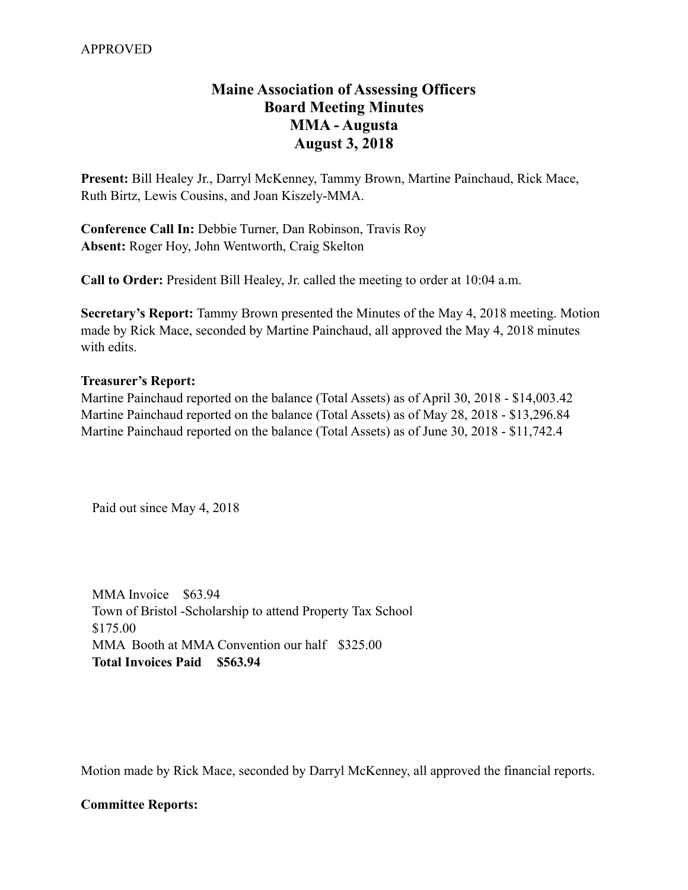APPROVED

# Maine Association of Assessing Officers
## Board Meeting Minutes
## MMA - Augusta
## August 3, 2018

**Present:** Bill Healey Jr., Darryl McKenney, Tammy Brown, Martine Painchaud, Rick Mace, Ruth Birtz, Lewis Cousins, and Joan Kiszely-MMA.

**Conference Call In:** Debbie Turner, Dan Robinson, Travis Roy
**Absent:** Roger Hoy, John Wentworth, Craig Skelton

**Call to Order:** President Bill Healey, Jr. called the meeting to order at 10:04 a.m.

**Secretary's Report:** Tammy Brown presented the Minutes of the May 4, 2018 meeting. Motion made by Rick Mace, seconded by Martine Painchaud, all approved the May 4, 2018 minutes with edits.

**Treasurer's Report:**
Martine Painchaud reported on the balance (Total Assets) as of April 30, 2018 - $14,003.42
Martine Painchaud reported on the balance (Total Assets) as of May 28, 2018 - $13,296.84
Martine Painchaud reported on the balance (Total Assets) as of June 30, 2018 - $11,742.4

Paid out since May 4, 2018

MMA Invoice $63.94
Town of Bristol -Scholarship to attend Property Tax School
$175.00
MMA Booth at MMA Convention our half $325.00
**Total Invoices Paid $563.94**

Motion made by Rick Mace, seconded by Darryl McKenney, all approved the financial reports.

**Committee Reports:**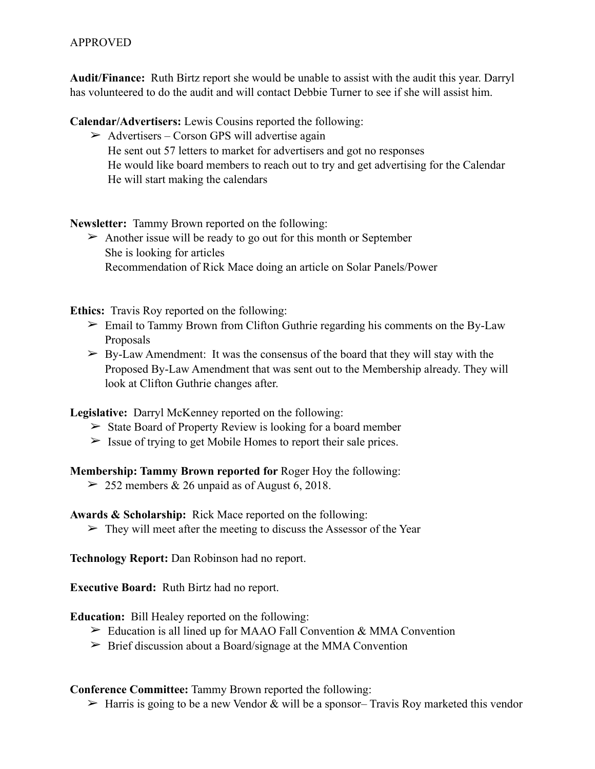APPROVED

**Audit/Finance:** Ruth Birtz report she would be unable to assist with the audit this year. Darryl has volunteered to do the audit and will contact Debbie Turner to see if she will assist him.

**Calendar/Advertisers:** Lewis Cousins reported the following:

- ➢ Advertisers – Corson GPS will advertise again
  He sent out 57 letters to market for advertisers and got no responses
  He would like board members to reach out to try and get advertising for the Calendar
  He will start making the calendars

**Newsletter:** Tammy Brown reported on the following:

- ➢ Another issue will be ready to go out for this month or September
  She is looking for articles
  Recommendation of Rick Mace doing an article on Solar Panels/Power

**Ethics:** Travis Roy reported on the following:

- ➢ Email to Tammy Brown from Clifton Guthrie regarding his comments on the By-Law Proposals
- ➢ By-Law Amendment: It was the consensus of the board that they will stay with the Proposed By-Law Amendment that was sent out to the Membership already. They will look at Clifton Guthrie changes after.

**Legislative:** Darryl McKenney reported on the following:

- ➢ State Board of Property Review is looking for a board member
- ➢ Issue of trying to get Mobile Homes to report their sale prices.

**Membership: Tammy Brown reported for** Roger Hoy the following:

- ➢ 252 members & 26 unpaid as of August 6, 2018.

**Awards & Scholarship:** Rick Mace reported on the following:

- ➢ They will meet after the meeting to discuss the Assessor of the Year

**Technology Report:** Dan Robinson had no report.

**Executive Board:** Ruth Birtz had no report.

**Education:** Bill Healey reported on the following:

- ➢ Education is all lined up for MAAO Fall Convention & MMA Convention
- ➢ Brief discussion about a Board/signage at the MMA Convention

**Conference Committee:** Tammy Brown reported the following:

- ➢ Harris is going to be a new Vendor & will be a sponsor– Travis Roy marketed this vendor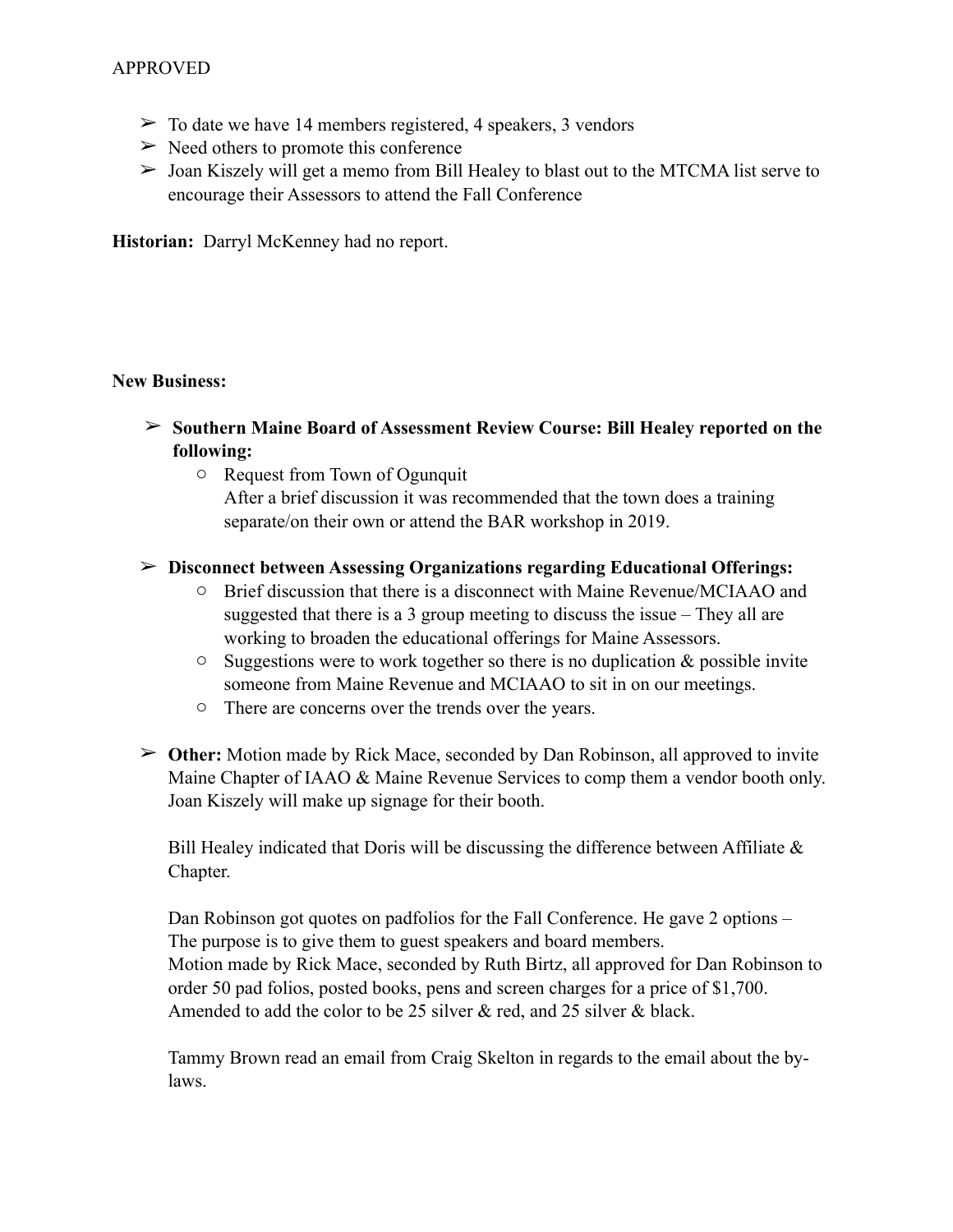APPROVED

- ➢ To date we have 14 members registered, 4 speakers, 3 vendors
- ➢ Need others to promote this conference
- ➢ Joan Kiszely will get a memo from Bill Healey to blast out to the MTCMA list serve to encourage their Assessors to attend the Fall Conference

**Historian:** Darryl McKenney had no report.

**New Business:**

- ➢ **Southern Maine Board of Assessment Review Course: Bill Healey reported on the following:**
  - Request from Town of Ogunquit
    After a brief discussion it was recommended that the town does a training separate/on their own or attend the BAR workshop in 2019.

- ➢ **Disconnect between Assessing Organizations regarding Educational Offerings:**
  - Brief discussion that there is a disconnect with Maine Revenue/MCIAAO and suggested that there is a 3 group meeting to discuss the issue – They all are working to broaden the educational offerings for Maine Assessors.
  - Suggestions were to work together so there is no duplication & possible invite someone from Maine Revenue and MCIAAO to sit in on our meetings.
  - There are concerns over the trends over the years.

- ➢ **Other:** Motion made by Rick Mace, seconded by Dan Robinson, all approved to invite Maine Chapter of IAAO & Maine Revenue Services to comp them a vendor booth only. Joan Kiszely will make up signage for their booth.

  Bill Healey indicated that Doris will be discussing the difference between Affiliate & Chapter.

  Dan Robinson got quotes on padfolios for the Fall Conference. He gave 2 options – The purpose is to give them to guest speakers and board members.
  Motion made by Rick Mace, seconded by Ruth Birtz, all approved for Dan Robinson to order 50 pad folios, posted books, pens and screen charges for a price of $1,700. Amended to add the color to be 25 silver & red, and 25 silver & black.

  Tammy Brown read an email from Craig Skelton in regards to the email about the by-laws.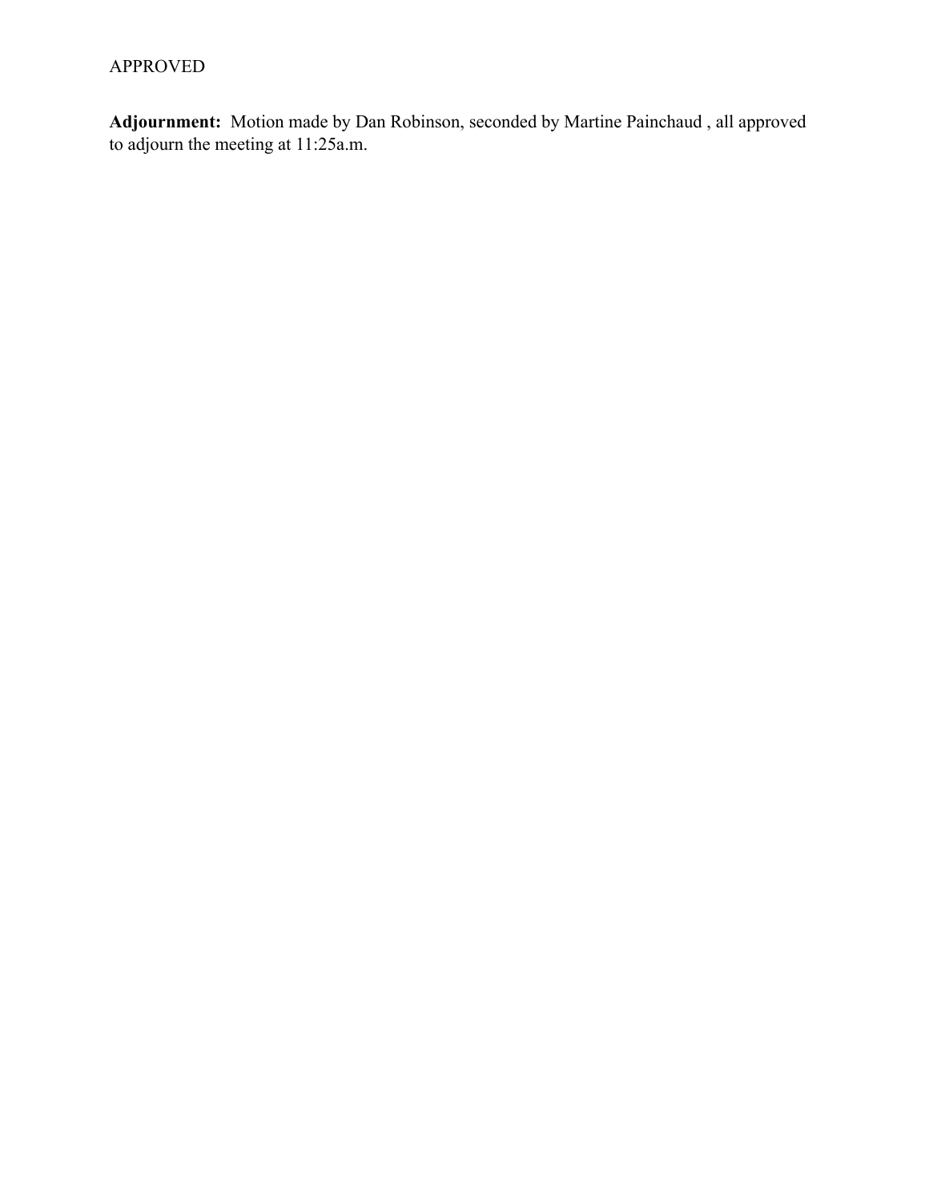APPROVED

**Adjournment:** Motion made by Dan Robinson, seconded by Martine Painchaud , all approved to adjourn the meeting at 11:25a.m.